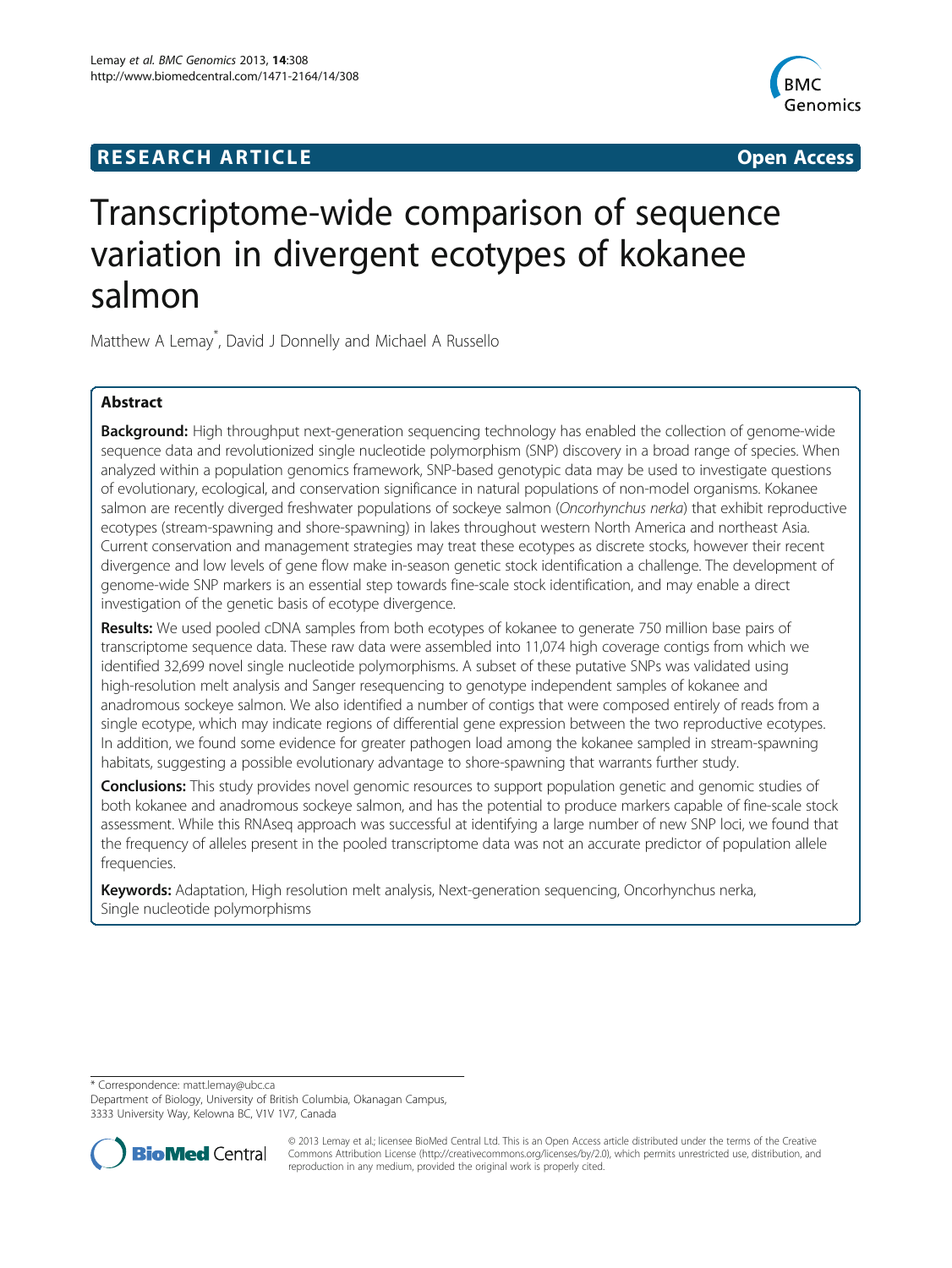**RESEARCH ARTICLE** **Open Access**

# Transcriptome-wide comparison of sequence variation in divergent ecotypes of kokanee salmon

Matthew A Lemay*, David J Donnelly and Michael A Russello

## Abstract

**Background:** High throughput next-generation sequencing technology has enabled the collection of genome-wide sequence data and revolutionized single nucleotide polymorphism (SNP) discovery in a broad range of species. When analyzed within a population genomics framework, SNP-based genotypic data may be used to investigate questions of evolutionary, ecological, and conservation significance in natural populations of non-model organisms. Kokanee salmon are recently diverged freshwater populations of sockeye salmon (*Oncorhynchus nerka*) that exhibit reproductive ecotypes (stream-spawning and shore-spawning) in lakes throughout western North America and northeast Asia. Current conservation and management strategies may treat these ecotypes as discrete stocks, however their recent divergence and low levels of gene flow make in-season genetic stock identification a challenge. The development of genome-wide SNP markers is an essential step towards fine-scale stock identification, and may enable a direct investigation of the genetic basis of ecotype divergence.

**Results:** We used pooled cDNA samples from both ecotypes of kokanee to generate 750 million base pairs of transcriptome sequence data. These raw data were assembled into 11,074 high coverage contigs from which we identified 32,699 novel single nucleotide polymorphisms. A subset of these putative SNPs was validated using high-resolution melt analysis and Sanger resequencing to genotype independent samples of kokanee and anadromous sockeye salmon. We also identified a number of contigs that were composed entirely of reads from a single ecotype, which may indicate regions of differential gene expression between the two reproductive ecotypes. In addition, we found some evidence for greater pathogen load among the kokanee sampled in stream-spawning habitats, suggesting a possible evolutionary advantage to shore-spawning that warrants further study.

**Conclusions:** This study provides novel genomic resources to support population genetic and genomic studies of both kokanee and anadromous sockeye salmon, and has the potential to produce markers capable of fine-scale stock assessment. While this RNAseq approach was successful at identifying a large number of new SNP loci, we found that the frequency of alleles present in the pooled transcriptome data was not an accurate predictor of population allele frequencies.

**Keywords:** Adaptation, High resolution melt analysis, Next-generation sequencing, Oncorhynchus nerka, Single nucleotide polymorphisms

* Correspondence: matt.lemay@ubc.ca
Department of Biology, University of British Columbia, Okanagan Campus, 3333 University Way, Kelowna BC, V1V 1V7, Canada

© 2013 Lemay et al.; licensee BioMed Central Ltd. This is an Open Access article distributed under the terms of the Creative Commons Attribution License (http://creativecommons.org/licenses/by/2.0), which permits unrestricted use, distribution, and reproduction in any medium, provided the original work is properly cited.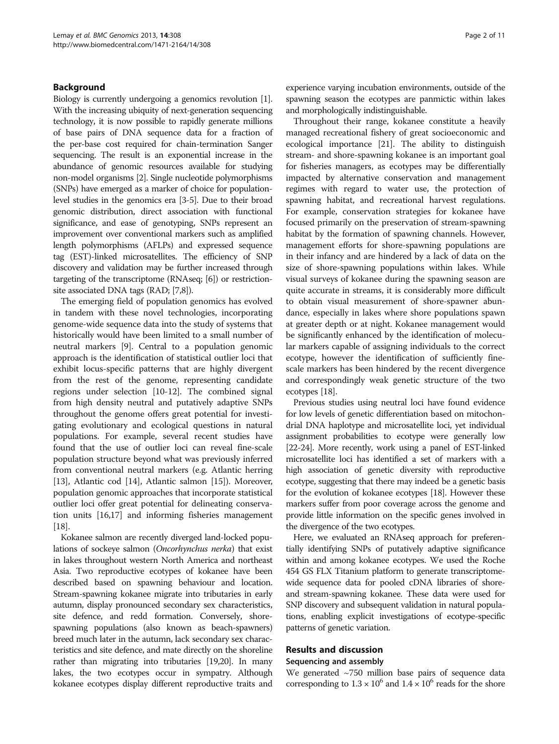## Background

Biology is currently undergoing a genomics revolution [1]. With the increasing ubiquity of next-generation sequencing technology, it is now possible to rapidly generate millions of base pairs of DNA sequence data for a fraction of the per-base cost required for chain-termination Sanger sequencing. The result is an exponential increase in the abundance of genomic resources available for studying non-model organisms [2]. Single nucleotide polymorphisms (SNPs) have emerged as a marker of choice for population-level studies in the genomics era [3-5]. Due to their broad genomic distribution, direct association with functional significance, and ease of genotyping, SNPs represent an improvement over conventional markers such as amplified length polymorphisms (AFLPs) and expressed sequence tag (EST)-linked microsatellites. The efficiency of SNP discovery and validation may be further increased through targeting of the transcriptome (RNAseq; [6]) or restriction-site associated DNA tags (RAD; [7,8]).

The emerging field of population genomics has evolved in tandem with these novel technologies, incorporating genome-wide sequence data into the study of systems that historically would have been limited to a small number of neutral markers [9]. Central to a population genomic approach is the identification of statistical outlier loci that exhibit locus-specific patterns that are highly divergent from the rest of the genome, representing candidate regions under selection [10-12]. The combined signal from high density neutral and putatively adaptive SNPs throughout the genome offers great potential for investigating evolutionary and ecological questions in natural populations. For example, several recent studies have found that the use of outlier loci can reveal fine-scale population structure beyond what was previously inferred from conventional neutral markers (e.g. Atlantic herring [13], Atlantic cod [14], Atlantic salmon [15]). Moreover, population genomic approaches that incorporate statistical outlier loci offer great potential for delineating conservation units [16,17] and informing fisheries management [18].

Kokanee salmon are recently diverged land-locked populations of sockeye salmon (*Oncorhynchus nerka*) that exist in lakes throughout western North America and northeast Asia. Two reproductive ecotypes of kokanee have been described based on spawning behaviour and location. Stream-spawning kokanee migrate into tributaries in early autumn, display pronounced secondary sex characteristics, site defence, and redd formation. Conversely, shore-spawning populations (also known as beach-spawners) breed much later in the autumn, lack secondary sex characteristics and site defence, and mate directly on the shoreline rather than migrating into tributaries [19,20]. In many lakes, the two ecotypes occur in sympatry. Although kokanee ecotypes display different reproductive traits and experience varying incubation environments, outside of the spawning season the ecotypes are panmictic within lakes and morphologically indistinguishable.

Throughout their range, kokanee constitute a heavily managed recreational fishery of great socioeconomic and ecological importance [21]. The ability to distinguish stream- and shore-spawning kokanee is an important goal for fisheries managers, as ecotypes may be differentially impacted by alternative conservation and management regimes with regard to water use, the protection of spawning habitat, and recreational harvest regulations. For example, conservation strategies for kokanee have focused primarily on the preservation of stream-spawning habitat by the formation of spawning channels. However, management efforts for shore-spawning populations are in their infancy and are hindered by a lack of data on the size of shore-spawning populations within lakes. While visual surveys of kokanee during the spawning season are quite accurate in streams, it is considerably more difficult to obtain visual measurement of shore-spawner abundance, especially in lakes where shore populations spawn at greater depth or at night. Kokanee management would be significantly enhanced by the identification of molecular markers capable of assigning individuals to the correct ecotype, however the identification of sufficiently fine-scale markers has been hindered by the recent divergence and correspondingly weak genetic structure of the two ecotypes [18].

Previous studies using neutral loci have found evidence for low levels of genetic differentiation based on mitochondrial DNA haplotype and microsatellite loci, yet individual assignment probabilities to ecotype were generally low [22-24]. More recently, work using a panel of EST-linked microsatellite loci has identified a set of markers with a high association of genetic diversity with reproductive ecotype, suggesting that there may indeed be a genetic basis for the evolution of kokanee ecotypes [18]. However these markers suffer from poor coverage across the genome and provide little information on the specific genes involved in the divergence of the two ecotypes.

Here, we evaluated an RNAseq approach for preferentially identifying SNPs of putatively adaptive significance within and among kokanee ecotypes. We used the Roche 454 GS FLX Titanium platform to generate transcriptome-wide sequence data for pooled cDNA libraries of shore- and stream-spawning kokanee. These data were used for SNP discovery and subsequent validation in natural populations, enabling explicit investigations of ecotype-specific patterns of genetic variation.

## Results and discussion

### Sequencing and assembly

We generated ~750 million base pairs of sequence data corresponding to $1.3 \times 10^6$ and $1.4 \times 10^6$ reads for the shore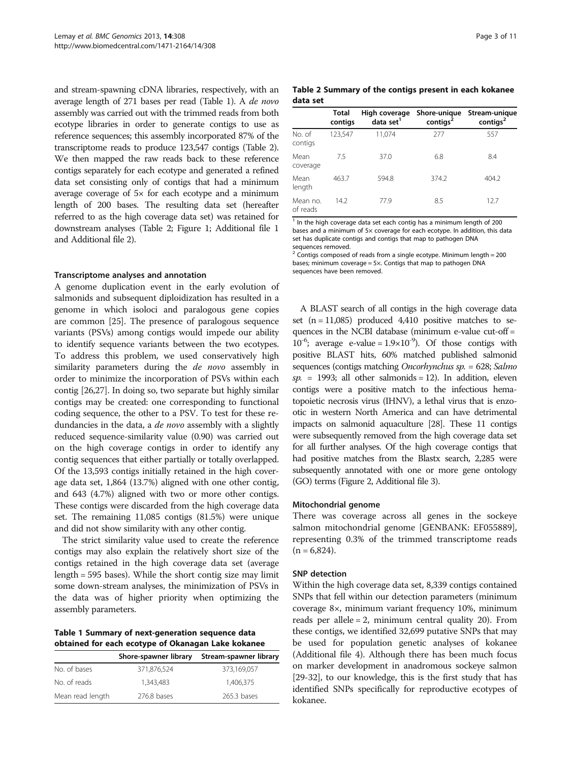and stream-spawning cDNA libraries, respectively, with an average length of 271 bases per read (Table 1). A *de novo* assembly was carried out with the trimmed reads from both ecotype libraries in order to generate contigs to use as reference sequences; this assembly incorporated 87% of the transcriptome reads to produce 123,547 contigs (Table 2). We then mapped the raw reads back to these reference contigs separately for each ecotype and generated a refined data set consisting only of contigs that had a minimum average coverage of 5× for each ecotype and a minimum length of 200 bases. The resulting data set (hereafter referred to as the high coverage data set) was retained for downstream analyses (Table 2; Figure 1; Additional file 1 and Additional file 2).

### Transcriptome analyses and annotation

A genome duplication event in the early evolution of salmonids and subsequent diploidization has resulted in a genome in which isoloci and paralogous gene copies are common [25]. The presence of paralogous sequence variants (PSVs) among contigs would impede our ability to identify sequence variants between the two ecotypes. To address this problem, we used conservatively high similarity parameters during the *de novo* assembly in order to minimize the incorporation of PSVs within each contig [26,27]. In doing so, two separate but highly similar contigs may be created: one corresponding to functional coding sequence, the other to a PSV. To test for these redundancies in the data, a *de novo* assembly with a slightly reduced sequence-similarity value (0.90) was carried out on the high coverage contigs in order to identify any contig sequences that either partially or totally overlapped. Of the 13,593 contigs initially retained in the high coverage data set, 1,864 (13.7%) aligned with one other contig, and 643 (4.7%) aligned with two or more other contigs. These contigs were discarded from the high coverage data set. The remaining 11,085 contigs (81.5%) were unique and did not show similarity with any other contig.

The strict similarity value used to create the reference contigs may also explain the relatively short size of the contigs retained in the high coverage data set (average length = 595 bases). While the short contig size may limit some down-stream analyses, the minimization of PSVs in the data was of higher priority when optimizing the assembly parameters.

**Table 1 Summary of next-generation sequence data obtained for each ecotype of Okanagan Lake kokanee**

| | Shore-spawner library | Stream-spawner library |
|---|---|---|
| No. of bases | 371,876,524 | 373,169,057 |
| No. of reads | 1,343,483 | 1,406,375 |
| Mean read length | 276.8 bases | 265.3 bases |

**Table 2 Summary of the contigs present in each kokanee data set**

| | Total contigs | High coverage data set[1] | Shore-unique contigs[2] | Stream-unique contigs[2] |
|---|---|---|---|---|
| No. of contigs | 123,547 | 11,074 | 277 | 557 |
| Mean coverage | 7.5 | 37.0 | 6.8 | 8.4 |
| Mean length | 463.7 | 594.8 | 374.2 | 404.2 |
| Mean no. of reads | 14.2 | 77.9 | 8.5 | 12.7 |

[1] In the high coverage data set each contig has a minimum length of 200 bases and a minimum of 5× coverage for each ecotype. In addition, this data set has duplicate contigs and contigs that map to pathogen DNA sequences removed.
[2] Contigs composed of reads from a single ecotype. Minimum length = 200 bases; minimum coverage = 5×. Contigs that map to pathogen DNA sequences have been removed.

A BLAST search of all contigs in the high coverage data set (n = 11,085) produced 4,410 positive matches to sequences in the NCBI database (minimum e-value cut-off = $10^{-6}$; average e-value = $1.9\times10^{-9}$). Of those contigs with positive BLAST hits, 60% matched published salmonid sequences (contigs matching *Oncorhynchus sp.* = 628; *Salmo sp.* = 1993; all other salmonids = 12). In addition, eleven contigs were a positive match to the infectious hematopoietic necrosis virus (IHNV), a lethal virus that is enzootic in western North America and can have detrimental impacts on salmonid aquaculture [28]. These 11 contigs were subsequently removed from the high coverage data set for all further analyses. Of the high coverage contigs that had positive matches from the Blastx search, 2,285 were subsequently annotated with one or more gene ontology (GO) terms (Figure 2, Additional file 3).

### Mitochondrial genome

There was coverage across all genes in the sockeye salmon mitochondrial genome [GENBANK: EF055889], representing 0.3% of the trimmed transcriptome reads (n = 6,824).

### SNP detection

Within the high coverage data set, 8,339 contigs contained SNPs that fell within our detection parameters (minimum coverage 8×, minimum variant frequency 10%, minimum reads per allele = 2, minimum central quality 20). From these contigs, we identified 32,699 putative SNPs that may be used for population genetic analyses of kokanee (Additional file 4). Although there has been much focus on marker development in anadromous sockeye salmon [29-32], to our knowledge, this is the first study that has identified SNPs specifically for reproductive ecotypes of kokanee.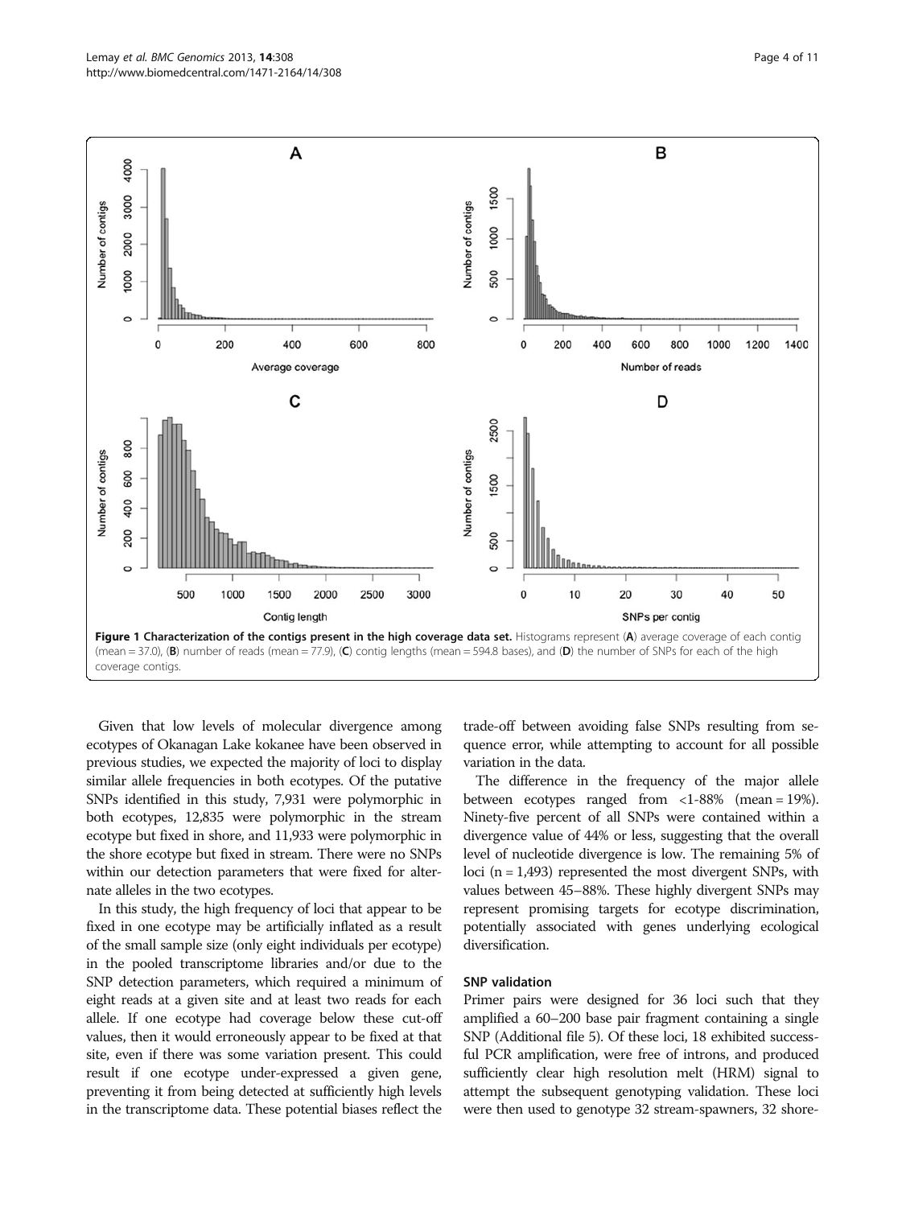**Figure 1 Characterization of the contigs present in the high coverage data set.** Histograms represent (**A**) average coverage of each contig (mean = 37.0), (**B**) number of reads (mean = 77.9), (**C**) contig lengths (mean = 594.8 bases), and (**D**) the number of SNPs for each of the high coverage contigs.

Given that low levels of molecular divergence among ecotypes of Okanagan Lake kokanee have been observed in previous studies, we expected the majority of loci to display similar allele frequencies in both ecotypes. Of the putative SNPs identified in this study, 7,931 were polymorphic in both ecotypes, 12,835 were polymorphic in the stream ecotype but fixed in shore, and 11,933 were polymorphic in the shore ecotype but fixed in stream. There were no SNPs within our detection parameters that were fixed for alternate alleles in the two ecotypes.

In this study, the high frequency of loci that appear to be fixed in one ecotype may be artificially inflated as a result of the small sample size (only eight individuals per ecotype) in the pooled transcriptome libraries and/or due to the SNP detection parameters, which required a minimum of eight reads at a given site and at least two reads for each allele. If one ecotype had coverage below these cut-off values, then it would erroneously appear to be fixed at that site, even if there was some variation present. This could result if one ecotype under-expressed a given gene, preventing it from being detected at sufficiently high levels in the transcriptome data. These potential biases reflect the trade-off between avoiding false SNPs resulting from sequence error, while attempting to account for all possible variation in the data.

The difference in the frequency of the major allele between ecotypes ranged from <1-88% (mean = 19%). Ninety-five percent of all SNPs were contained within a divergence value of 44% or less, suggesting that the overall level of nucleotide divergence is low. The remaining 5% of loci (n = 1,493) represented the most divergent SNPs, with values between 45–88%. These highly divergent SNPs may represent promising targets for ecotype discrimination, potentially associated with genes underlying ecological diversification.

### SNP validation

Primer pairs were designed for 36 loci such that they amplified a 60–200 base pair fragment containing a single SNP (Additional file 5). Of these loci, 18 exhibited successful PCR amplification, were free of introns, and produced sufficiently clear high resolution melt (HRM) signal to attempt the subsequent genotyping validation. These loci were then used to genotype 32 stream-spawners, 32 shore-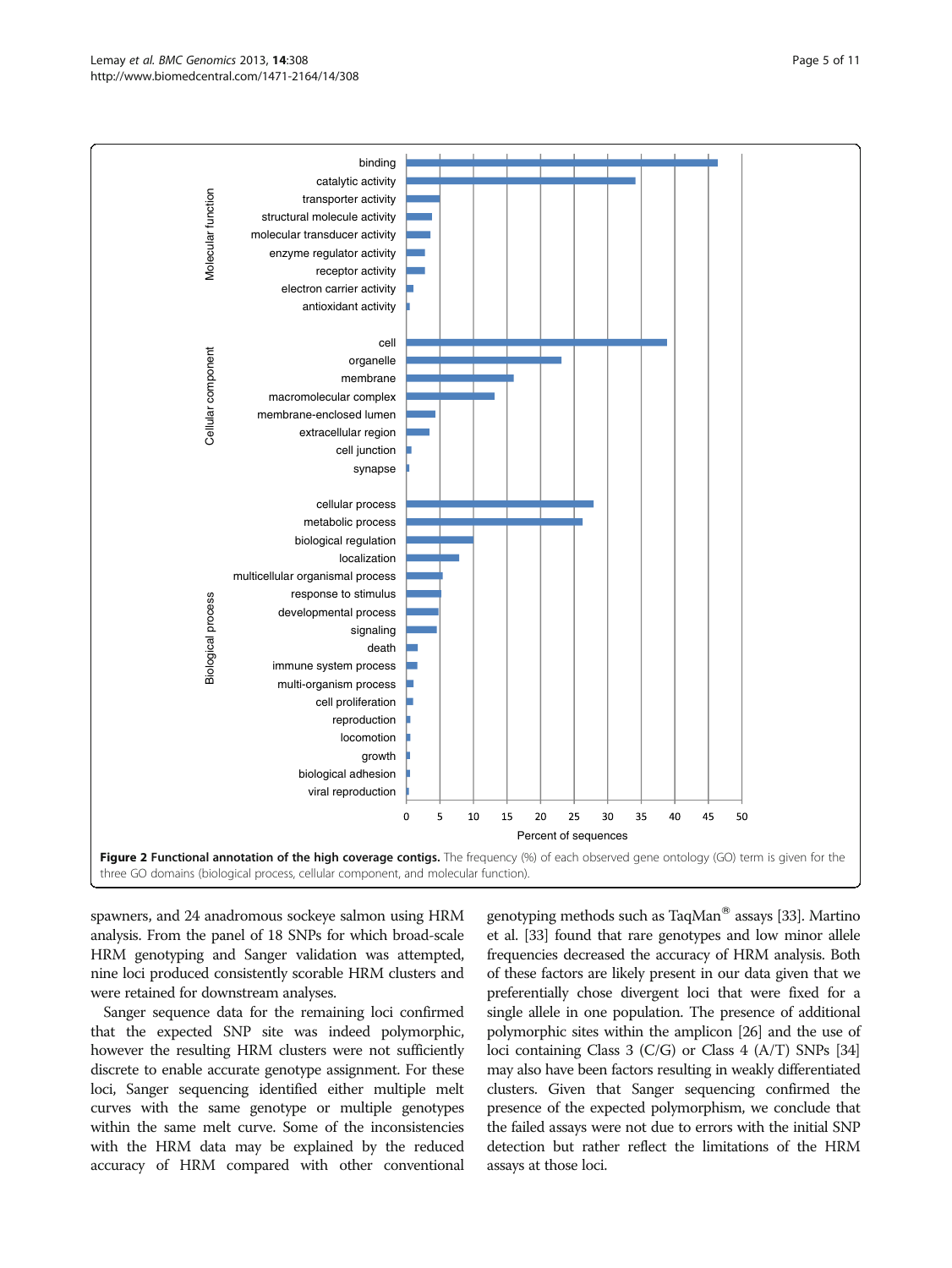**Figure 2 Functional annotation of the high coverage contigs.** The frequency (%) of each observed gene ontology (GO) term is given for the three GO domains (biological process, cellular component, and molecular function).

spawners, and 24 anadromous sockeye salmon using HRM analysis. From the panel of 18 SNPs for which broad-scale HRM genotyping and Sanger validation was attempted, nine loci produced consistently scorable HRM clusters and were retained for downstream analyses.

Sanger sequence data for the remaining loci confirmed that the expected SNP site was indeed polymorphic, however the resulting HRM clusters were not sufficiently discrete to enable accurate genotype assignment. For these loci, Sanger sequencing identified either multiple melt curves with the same genotype or multiple genotypes within the same melt curve. Some of the inconsistencies with the HRM data may be explained by the reduced accuracy of HRM compared with other conventional genotyping methods such as TaqMan® assays [33]. Martino et al. [33] found that rare genotypes and low minor allele frequencies decreased the accuracy of HRM analysis. Both of these factors are likely present in our data given that we preferentially chose divergent loci that were fixed for a single allele in one population. The presence of additional polymorphic sites within the amplicon [26] and the use of loci containing Class 3 (C/G) or Class 4 (A/T) SNPs [34] may also have been factors resulting in weakly differentiated clusters. Given that Sanger sequencing confirmed the presence of the expected polymorphism, we conclude that the failed assays were not due to errors with the initial SNP detection but rather reflect the limitations of the HRM assays at those loci.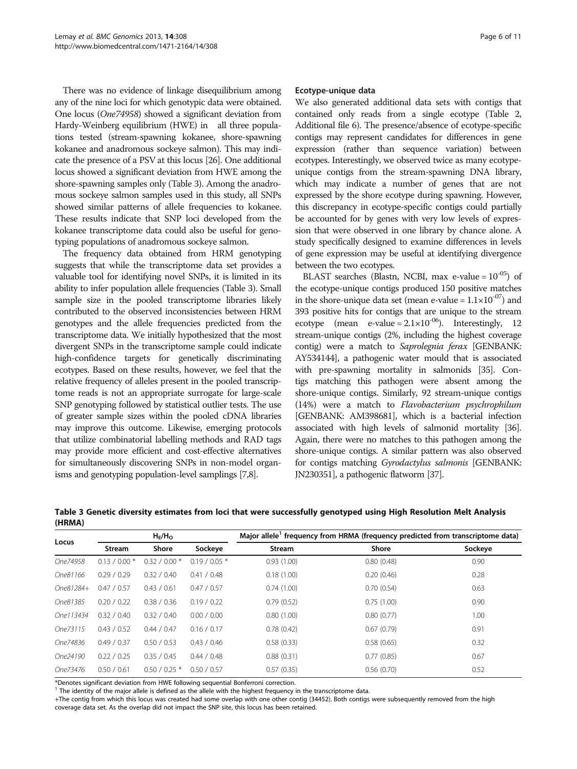There was no evidence of linkage disequilibrium among any of the nine loci for which genotypic data were obtained. One locus (*One74958*) showed a significant deviation from Hardy-Weinberg equilibrium (HWE) in all three populations tested (stream-spawning kokanee, shore-spawning kokanee and anadromous sockeye salmon). This may indicate the presence of a PSV at this locus [26]. One additional locus showed a significant deviation from HWE among the shore-spawning samples only (Table 3). Among the anadromous sockeye salmon samples used in this study, all SNPs showed similar patterns of allele frequencies to kokanee. These results indicate that SNP loci developed from the kokanee transcriptome data could also be useful for genotyping populations of anadromous sockeye salmon.

The frequency data obtained from HRM genotyping suggests that while the transcriptome data set provides a valuable tool for identifying novel SNPs, it is limited in its ability to infer population allele frequencies (Table 3). Small sample size in the pooled transcriptome libraries likely contributed to the observed inconsistencies between HRM genotypes and the allele frequencies predicted from the transcriptome data. We initially hypothesized that the most divergent SNPs in the transcriptome sample could indicate high-confidence targets for genetically discriminating ecotypes. Based on these results, however, we feel that the relative frequency of alleles present in the pooled transcriptome reads is not an appropriate surrogate for large-scale SNP genotyping followed by statistical outlier tests. The use of greater sample sizes within the pooled cDNA libraries may improve this outcome. Likewise, emerging protocols that utilize combinatorial labelling methods and RAD tags may provide more efficient and cost-effective alternatives for simultaneously discovering SNPs in non-model organisms and genotyping population-level samplings [7,8].

#### Ecotype-unique data

We also generated additional data sets with contigs that contained only reads from a single ecotype (Table 2, Additional file 6). The presence/absence of ecotype-specific contigs may represent candidates for differences in gene expression (rather than sequence variation) between ecotypes. Interestingly, we observed twice as many ecotype-unique contigs from the stream-spawning DNA library, which may indicate a number of genes that are not expressed by the shore ecotype during spawning. However, this discrepancy in ecotype-specific contigs could partially be accounted for by genes with very low levels of expression that were observed in one library by chance alone. A study specifically designed to examine differences in levels of gene expression may be useful at identifying divergence between the two ecotypes.

BLAST searches (Blastn, NCBI, max e-value = $10^{-05}$) of the ecotype-unique contigs produced 150 positive matches in the shore-unique data set (mean e-value = $1.1\times10^{-07}$) and 393 positive hits for contigs that are unique to the stream ecotype (mean e-value = $2.1\times10^{-06}$). Interestingly, 12 stream-unique contigs (2%, including the highest coverage contig) were a match to *Saprolegnia ferax* [GENBANK: AY534144], a pathogenic water mould that is associated with pre-spawning mortality in salmonids [35]. Contigs matching this pathogen were absent among the shore-unique contigs. Similarly, 92 stream-unique contigs (14%) were a match to *Flavobacterium psychrophilum* [GENBANK: AM398681], which is a bacterial infection associated with high levels of salmonid mortality [36]. Again, there were no matches to this pathogen among the shore-unique contigs. A similar pattern was also observed for contigs matching *Gyrodactylus salmonis* [GENBANK: JN230351], a pathogenic flatworm [37].

**Table 3 Genetic diversity estimates from loci that were successfully genotyped using High Resolution Melt Analysis (HRMA)**

| Locus | $H_E/H_O$ | | | Major allele[1] frequency from HRMA (frequency predicted from transcriptome data) | | |
|---|---|---|---|---|---|---|
| | Stream | Shore | Sockeye | Stream | Shore | Sockeye |
| *One74958* | 0.13 / 0.00 * | 0.32 / 0.00 * | 0.19 / 0.05 * | 0.93 (1.00) | 0.80 (0.48) | 0.90 |
| *One81166* | 0.29 / 0.29 | 0.32 / 0.40 | 0.41 / 0.48 | 0.18 (1.00) | 0.20 (0.46) | 0.28 |
| *One81284+* | 0.47 / 0.57 | 0.43 / 0.61 | 0.47 / 0.57 | 0.74 (1.00) | 0.70 (0.54) | 0.63 |
| *One81385* | 0.20 / 0.22 | 0.38 / 0.36 | 0.19 / 0.22 | 0.79 (0.52) | 0.75 (1.00) | 0.90 |
| *One113434* | 0.32 / 0.40 | 0.32 / 0.40 | 0.00 / 0.00 | 0.80 (1.00) | 0.80 (0.77) | 1.00 |
| *One73115* | 0.43 / 0.52 | 0.44 / 0.47 | 0.16 / 0.17 | 0.78 (0.42) | 0.67 (0.79) | 0.91 |
| *One74836* | 0.49 / 0.37 | 0.50 / 0.53 | 0.43 / 0.46 | 0.58 (0.33) | 0.58 (0.65) | 0.32 |
| *One24190* | 0.22 / 0.25 | 0.35 / 0.45 | 0.44 / 0.48 | 0.88 (0.31) | 0.77 (0.85) | 0.67 |
| *One73476* | 0.50 / 0.61 | 0.50 / 0.25 * | 0.50 / 0.57 | 0.57 (0.35) | 0.56 (0.70) | 0.52 |

*Denotes significant deviation from HWE following sequential Bonferroni correction.
[1] The identity of the major allele is defined as the allele with the highest frequency in the transcriptome data.
+The contig from which this locus was created had some overlap with one other contig (34452). Both contigs were subsequently removed from the high coverage data set. As the overlap did not impact the SNP site, this locus has been retained.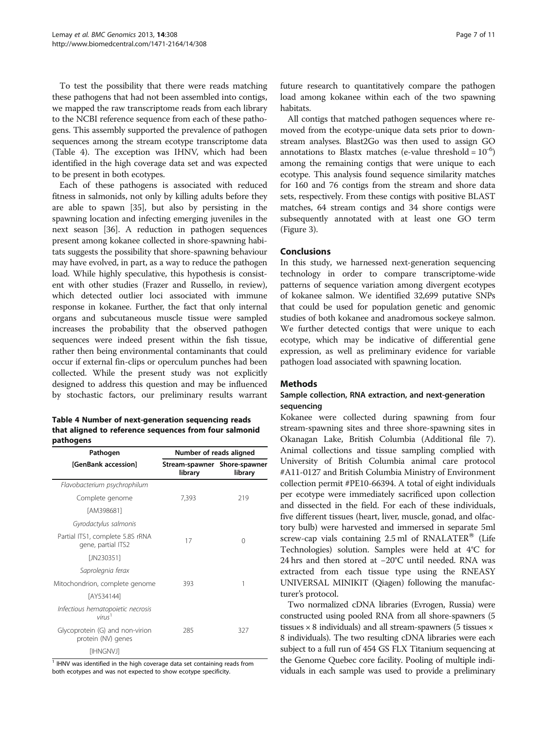To test the possibility that there were reads matching these pathogens that had not been assembled into contigs, we mapped the raw transcriptome reads from each library to the NCBI reference sequence from each of these pathogens. This assembly supported the prevalence of pathogen sequences among the stream ecotype transcriptome data (Table 4). The exception was IHNV, which had been identified in the high coverage data set and was expected to be present in both ecotypes.

Each of these pathogens is associated with reduced fitness in salmonids, not only by killing adults before they are able to spawn [35], but also by persisting in the spawning location and infecting emerging juveniles in the next season [36]. A reduction in pathogen sequences present among kokanee collected in shore-spawning habitats suggests the possibility that shore-spawning behaviour may have evolved, in part, as a way to reduce the pathogen load. While highly speculative, this hypothesis is consistent with other studies (Frazer and Russello, in review), which detected outlier loci associated with immune response in kokanee. Further, the fact that only internal organs and subcutaneous muscle tissue were sampled increases the probability that the observed pathogen sequences were indeed present within the fish tissue, rather then being environmental contaminants that could occur if external fin-clips or operculum punches had been collected. While the present study was not explicitly designed to address this question and may be influenced by stochastic factors, our preliminary results warrant future research to quantitatively compare the pathogen load among kokanee within each of the two spawning habitats.

**Table 4 Number of next-generation sequencing reads that aligned to reference sequences from four salmonid pathogens**

| Pathogen [GenBank accession] | Number of reads aligned | |
|---|---|---|
| | Stream-spawner library | Shore-spawner library |
| *Flavobacterium psychrophilum* | | |
| Complete genome [AM398681] | 7,393 | 219 |
| *Gyrodactylus salmonis* | | |
| Partial ITS1, complete 5.8S rRNA gene, partial ITS2 [JN230351] | 17 | 0 |
| *Saprolegnia ferax* | | |
| Mitochondrion, complete genome [AY534144] | 393 | 1 |
| *Infectious hematopoietic necrosis virus*[1] | | |
| Glycoprotein (G) and non-virion protein (NV) genes [IHNGNVJ] | 285 | 327 |

[1] IHNV was identified in the high coverage data set containing reads from both ecotypes and was not expected to show ecotype specificity.

All contigs that matched pathogen sequences where removed from the ecotype-unique data sets prior to downstream analyses. Blast2Go was then used to assign GO annotations to Blastx matches (e-value threshold = $10^{-6}$) among the remaining contigs that were unique to each ecotype. This analysis found sequence similarity matches for 160 and 76 contigs from the stream and shore data sets, respectively. From these contigs with positive BLAST matches, 64 stream contigs and 34 shore contigs were subsequently annotated with at least one GO term (Figure 3).

## Conclusions

In this study, we harnessed next-generation sequencing technology in order to compare transcriptome-wide patterns of sequence variation among divergent ecotypes of kokanee salmon. We identified 32,699 putative SNPs that could be used for population genetic and genomic studies of both kokanee and anadromous sockeye salmon. We further detected contigs that were unique to each ecotype, which may be indicative of differential gene expression, as well as preliminary evidence for variable pathogen load associated with spawning location.

## Methods

### Sample collection, RNA extraction, and next-generation sequencing

Kokanee were collected during spawning from four stream-spawning sites and three shore-spawning sites in Okanagan Lake, British Columbia (Additional file 7). Animal collections and tissue sampling complied with University of British Columbia animal care protocol #A11-0127 and British Columbia Ministry of Environment collection permit #PE10-66394. A total of eight individuals per ecotype were immediately sacrificed upon collection and dissected in the field. For each of these individuals, five different tissues (heart, liver, muscle, gonad, and olfactory bulb) were harvested and immersed in separate 5ml screw-cap vials containing 2.5 ml of RNALATER® (Life Technologies) solution. Samples were held at 4°C for 24 hrs and then stored at −20°C until needed. RNA was extracted from each tissue type using the RNEASY UNIVERSAL MINIKIT (Qiagen) following the manufacturer's protocol.

Two normalized cDNA libraries (Evrogen, Russia) were constructed using pooled RNA from all shore-spawners (5 tissues × 8 individuals) and all stream-spawners (5 tissues × 8 individuals). The two resulting cDNA libraries were each subject to a full run of 454 GS FLX Titanium sequencing at the Genome Quebec core facility. Pooling of multiple individuals in each sample was used to provide a preliminary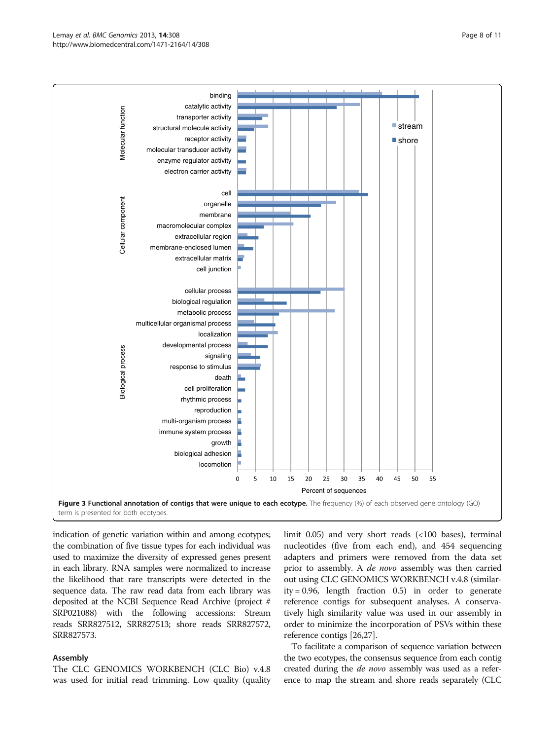**Figure 3 Functional annotation of contigs that were unique to each ecotype.** The frequency (%) of each observed gene ontology (GO) term is presented for both ecotypes.

indication of genetic variation within and among ecotypes; the combination of five tissue types for each individual was used to maximize the diversity of expressed genes present in each library. RNA samples were normalized to increase the likelihood that rare transcripts were detected in the sequence data. The raw read data from each library was deposited at the NCBI Sequence Read Archive (project # SRP021088) with the following accessions: Stream reads SRR827512, SRR827513; shore reads SRR827572, SRR827573.

## Assembly

The CLC GENOMICS WORKBENCH (CLC Bio) v.4.8 was used for initial read trimming. Low quality (quality limit 0.05) and very short reads (<100 bases), terminal nucleotides (five from each end), and 454 sequencing adapters and primers were removed from the data set prior to assembly. A *de novo* assembly was then carried out using CLC GENOMICS WORKBENCH v.4.8 (similarity = 0.96, length fraction 0.5) in order to generate reference contigs for subsequent analyses. A conservatively high similarity value was used in our assembly in order to minimize the incorporation of PSVs within these reference contigs [26,27].

To facilitate a comparison of sequence variation between the two ecotypes, the consensus sequence from each contig created during the *de novo* assembly was used as a reference to map the stream and shore reads separately (CLC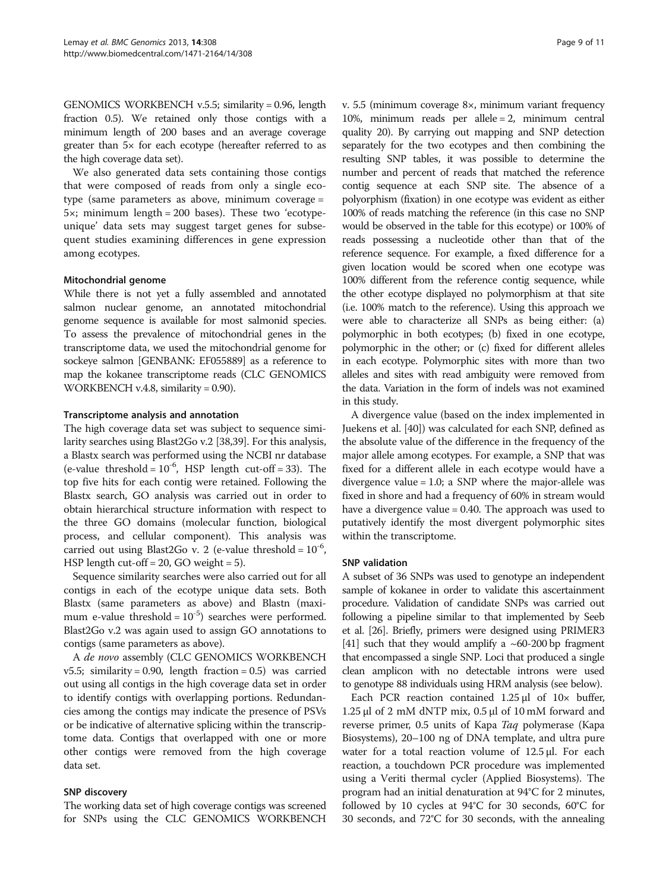GENOMICS WORKBENCH v.5.5; similarity = 0.96, length fraction 0.5). We retained only those contigs with a minimum length of 200 bases and an average coverage greater than 5× for each ecotype (hereafter referred to as the high coverage data set).

We also generated data sets containing those contigs that were composed of reads from only a single ecotype (same parameters as above, minimum coverage = 5×; minimum length = 200 bases). These two 'ecotype-unique' data sets may suggest target genes for subsequent studies examining differences in gene expression among ecotypes.

### Mitochondrial genome

While there is not yet a fully assembled and annotated salmon nuclear genome, an annotated mitochondrial genome sequence is available for most salmonid species. To assess the prevalence of mitochondrial genes in the transcriptome data, we used the mitochondrial genome for sockeye salmon [GENBANK: EF055889] as a reference to map the kokanee transcriptome reads (CLC GENOMICS WORKBENCH v.4.8, similarity = 0.90).

### Transcriptome analysis and annotation

The high coverage data set was subject to sequence similarity searches using Blast2Go v.2 [38,39]. For this analysis, a Blastx search was performed using the NCBI nr database (e-value threshold = $10^{-6}$, HSP length cut-off = 33). The top five hits for each contig were retained. Following the Blastx search, GO analysis was carried out in order to obtain hierarchical structure information with respect to the three GO domains (molecular function, biological process, and cellular component). This analysis was carried out using Blast2Go v. 2 (e-value threshold = $10^{-6}$, HSP length cut-off = 20, GO weight = 5).

Sequence similarity searches were also carried out for all contigs in each of the ecotype unique data sets. Both Blastx (same parameters as above) and Blastn (maximum e-value threshold = $10^{-5}$) searches were performed. Blast2Go v.2 was again used to assign GO annotations to contigs (same parameters as above).

A *de novo* assembly (CLC GENOMICS WORKBENCH v5.5; similarity = 0.90, length fraction = 0.5) was carried out using all contigs in the high coverage data set in order to identify contigs with overlapping portions. Redundancies among the contigs may indicate the presence of PSVs or be indicative of alternative splicing within the transcriptome data. Contigs that overlapped with one or more other contigs were removed from the high coverage data set.

### SNP discovery

The working data set of high coverage contigs was screened for SNPs using the CLC GENOMICS WORKBENCH v. 5.5 (minimum coverage 8×, minimum variant frequency 10%, minimum reads per allele = 2, minimum central quality 20). By carrying out mapping and SNP detection separately for the two ecotypes and then combining the resulting SNP tables, it was possible to determine the number and percent of reads that matched the reference contig sequence at each SNP site. The absence of a polyorphism (fixation) in one ecotype was evident as either 100% of reads matching the reference (in this case no SNP would be observed in the table for this ecotype) or 100% of reads possessing a nucleotide other than that of the reference sequence. For example, a fixed difference for a given location would be scored when one ecotype was 100% different from the reference contig sequence, while the other ecotype displayed no polymorphism at that site (i.e. 100% match to the reference). Using this approach we were able to characterize all SNPs as being either: (a) polymorphic in both ecotypes; (b) fixed in one ecotype, polymorphic in the other; or (c) fixed for different alleles in each ecotype. Polymorphic sites with more than two alleles and sites with read ambiguity were removed from the data. Variation in the form of indels was not examined in this study.

A divergence value (based on the index implemented in Juekens et al. [40]) was calculated for each SNP, defined as the absolute value of the difference in the frequency of the major allele among ecotypes. For example, a SNP that was fixed for a different allele in each ecotype would have a divergence value = 1.0; a SNP where the major-allele was fixed in shore and had a frequency of 60% in stream would have a divergence value = 0.40. The approach was used to putatively identify the most divergent polymorphic sites within the transcriptome.

### SNP validation

A subset of 36 SNPs was used to genotype an independent sample of kokanee in order to validate this ascertainment procedure. Validation of candidate SNPs was carried out following a pipeline similar to that implemented by Seeb et al. [26]. Briefly, primers were designed using PRIMER3 [41] such that they would amplify a ~60-200 bp fragment that encompassed a single SNP. Loci that produced a single clean amplicon with no detectable introns were used to genotype 88 individuals using HRM analysis (see below).

Each PCR reaction contained 1.25 µl of 10× buffer, 1.25 µl of 2 mM dNTP mix, 0.5 µl of 10 mM forward and reverse primer, 0.5 units of Kapa *Taq* polymerase (Kapa Biosystems), 20–100 ng of DNA template, and ultra pure water for a total reaction volume of 12.5 µl. For each reaction, a touchdown PCR procedure was implemented using a Veriti thermal cycler (Applied Biosystems). The program had an initial denaturation at 94°C for 2 minutes, followed by 10 cycles at 94°C for 30 seconds, 60°C for 30 seconds, and 72°C for 30 seconds, with the annealing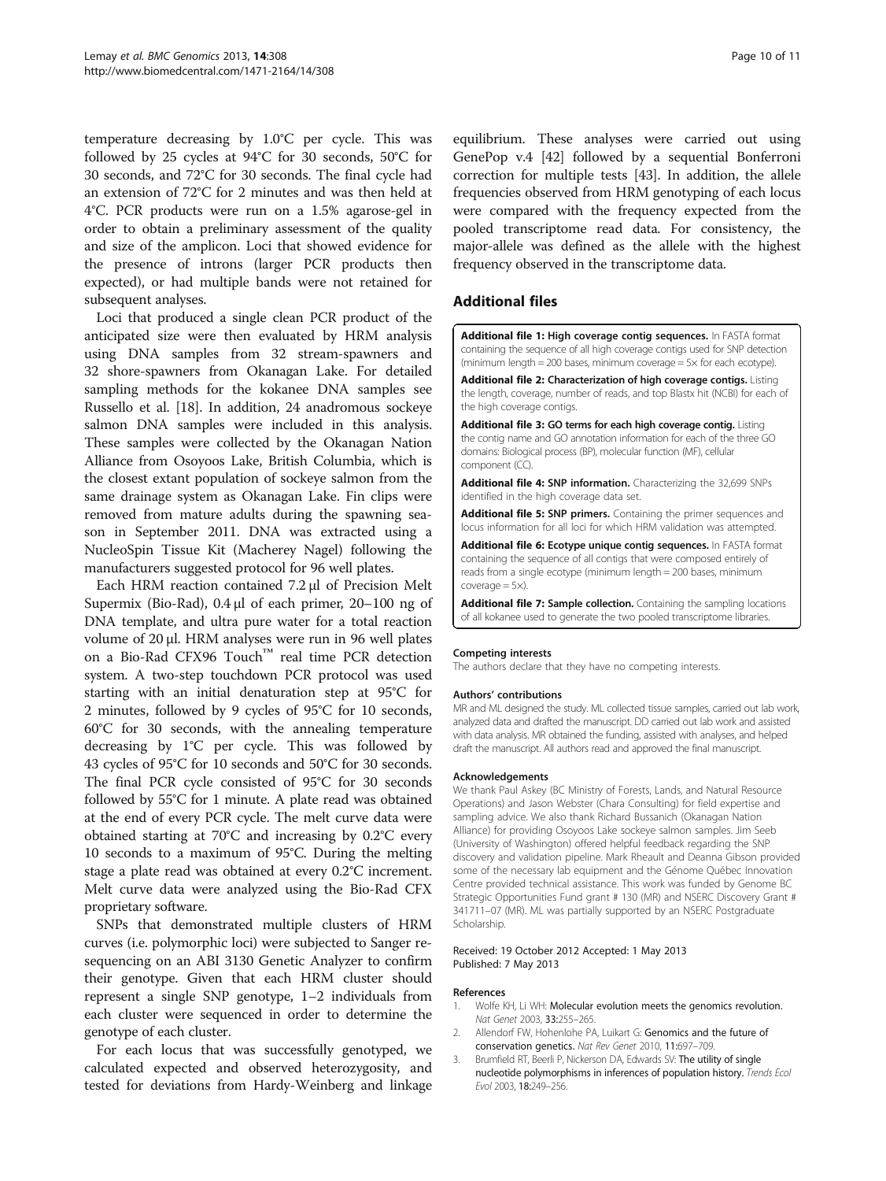temperature decreasing by 1.0°C per cycle. This was followed by 25 cycles at 94°C for 30 seconds, 50°C for 30 seconds, and 72°C for 30 seconds. The final cycle had an extension of 72°C for 2 minutes and was then held at 4°C. PCR products were run on a 1.5% agarose-gel in order to obtain a preliminary assessment of the quality and size of the amplicon. Loci that showed evidence for the presence of introns (larger PCR products then expected), or had multiple bands were not retained for subsequent analyses.

Loci that produced a single clean PCR product of the anticipated size were then evaluated by HRM analysis using DNA samples from 32 stream-spawners and 32 shore-spawners from Okanagan Lake. For detailed sampling methods for the kokanee DNA samples see Russello et al. [18]. In addition, 24 anadromous sockeye salmon DNA samples were included in this analysis. These samples were collected by the Okanagan Nation Alliance from Osoyoos Lake, British Columbia, which is the closest extant population of sockeye salmon from the same drainage system as Okanagan Lake. Fin clips were removed from mature adults during the spawning season in September 2011. DNA was extracted using a NucleoSpin Tissue Kit (Macherey Nagel) following the manufacturers suggested protocol for 96 well plates.

Each HRM reaction contained 7.2 μl of Precision Melt Supermix (Bio-Rad), 0.4 μl of each primer, 20–100 ng of DNA template, and ultra pure water for a total reaction volume of 20 μl. HRM analyses were run in 96 well plates on a Bio-Rad CFX96 Touch™ real time PCR detection system. A two-step touchdown PCR protocol was used starting with an initial denaturation step at 95°C for 2 minutes, followed by 9 cycles of 95°C for 10 seconds, 60°C for 30 seconds, with the annealing temperature decreasing by 1°C per cycle. This was followed by 43 cycles of 95°C for 10 seconds and 50°C for 30 seconds. The final PCR cycle consisted of 95°C for 30 seconds followed by 55°C for 1 minute. A plate read was obtained at the end of every PCR cycle. The melt curve data were obtained starting at 70°C and increasing by 0.2°C every 10 seconds to a maximum of 95°C. During the melting stage a plate read was obtained at every 0.2°C increment. Melt curve data were analyzed using the Bio-Rad CFX proprietary software.

SNPs that demonstrated multiple clusters of HRM curves (i.e. polymorphic loci) were subjected to Sanger resequencing on an ABI 3130 Genetic Analyzer to confirm their genotype. Given that each HRM cluster should represent a single SNP genotype, 1–2 individuals from each cluster were sequenced in order to determine the genotype of each cluster.

For each locus that was successfully genotyped, we calculated expected and observed heterozygosity, and tested for deviations from Hardy-Weinberg and linkage equilibrium. These analyses were carried out using GenePop v.4 [42] followed by a sequential Bonferroni correction for multiple tests [43]. In addition, the allele frequencies observed from HRM genotyping of each locus were compared with the frequency expected from the pooled transcriptome read data. For consistency, the major-allele was defined as the allele with the highest frequency observed in the transcriptome data.

## Additional files

**Additional file 1: High coverage contig sequences.** In FASTA format containing the sequence of all high coverage contigs used for SNP detection (minimum length = 200 bases, minimum coverage = 5× for each ecotype).

**Additional file 2: Characterization of high coverage contigs.** Listing the length, coverage, number of reads, and top Blastx hit (NCBI) for each of the high coverage contigs.

**Additional file 3: GO terms for each high coverage contig.** Listing the contig name and GO annotation information for each of the three GO domains: Biological process (BP), molecular function (MF), cellular component (CC).

**Additional file 4: SNP information.** Characterizing the 32,699 SNPs identified in the high coverage data set.

**Additional file 5: SNP primers.** Containing the primer sequences and locus information for all loci for which HRM validation was attempted.

**Additional file 6: Ecotype unique contig sequences.** In FASTA format containing the sequence of all contigs that were composed entirely of reads from a single ecotype (minimum length = 200 bases, minimum coverage = 5×).

**Additional file 7: Sample collection.** Containing the sampling locations of all kokanee used to generate the two pooled transcriptome libraries.

#### Competing interests
The authors declare that they have no competing interests.

#### Authors' contributions
MR and ML designed the study. ML collected tissue samples, carried out lab work, analyzed data and drafted the manuscript. DD carried out lab work and assisted with data analysis. MR obtained the funding, assisted with analyses, and helped draft the manuscript. All authors read and approved the final manuscript.

#### Acknowledgements
We thank Paul Askey (BC Ministry of Forests, Lands, and Natural Resource Operations) and Jason Webster (Chara Consulting) for field expertise and sampling advice. We also thank Richard Bussanich (Okanagan Nation Alliance) for providing Osoyoos Lake sockeye salmon samples. Jim Seeb (University of Washington) offered helpful feedback regarding the SNP discovery and validation pipeline. Mark Rheault and Deanna Gibson provided some of the necessary lab equipment and the Génome Québec Innovation Centre provided technical assistance. This work was funded by Genome BC Strategic Opportunities Fund grant # 130 (MR) and NSERC Discovery Grant # 341711–07 (MR). ML was partially supported by an NSERC Postgraduate Scholarship.

Received: 19 October 2012 Accepted: 1 May 2013
Published: 7 May 2013

#### References
1. Wolfe KH, Li WH: **Molecular evolution meets the genomics revolution.** *Nat Genet* 2003, **33:**255–265.
2. Allendorf FW, Hohenlohe PA, Luikart G: **Genomics and the future of conservation genetics.** *Nat Rev Genet* 2010, **11:**697–709.
3. Brumfield RT, Beerli P, Nickerson DA, Edwards SV: **The utility of single nucleotide polymorphisms in inferences of population history.** *Trends Ecol Evol* 2003, **18:**249–256.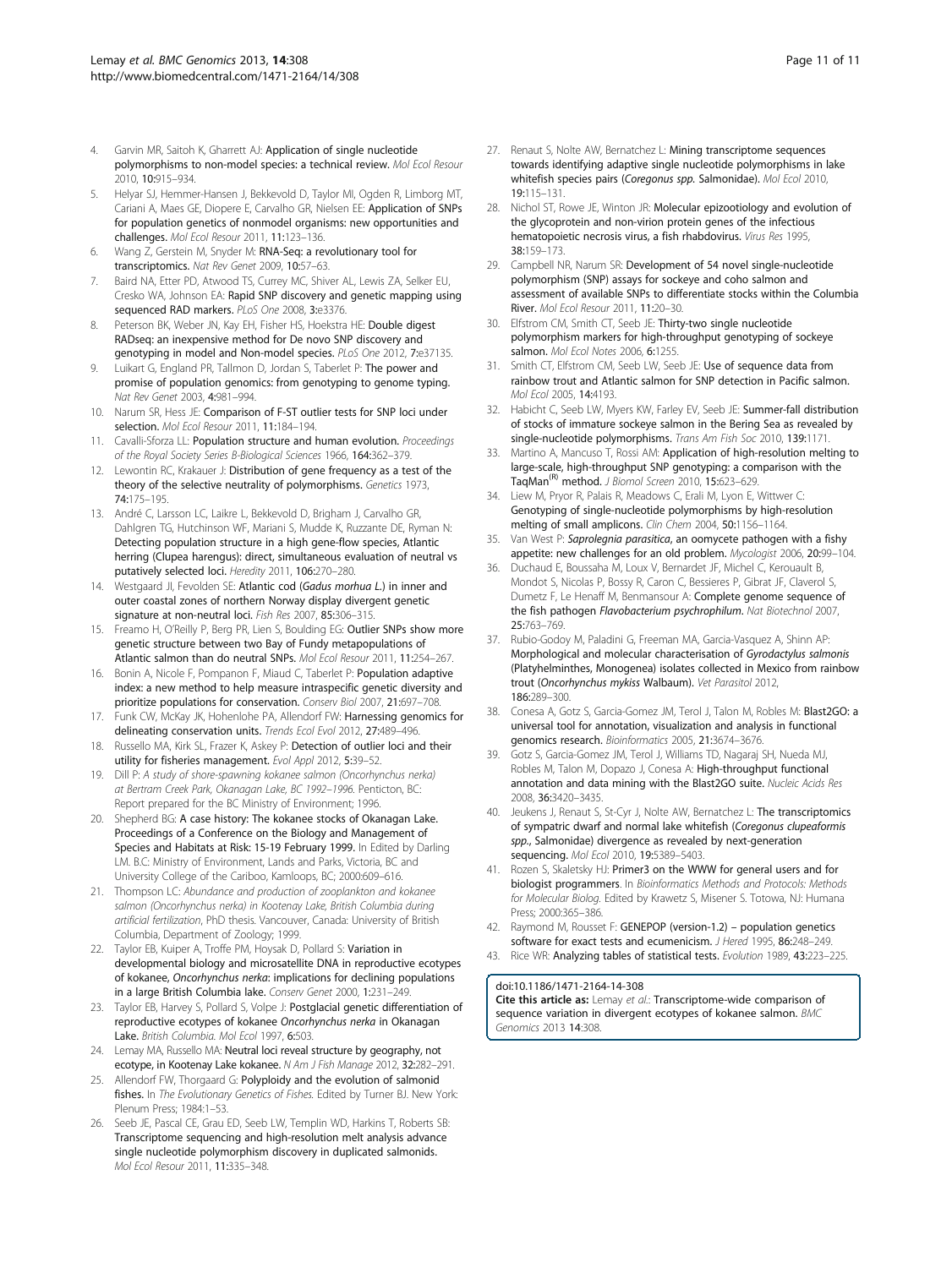4. Garvin MR, Saitoh K, Gharrett AJ: **Application of single nucleotide polymorphisms to non-model species: a technical review.** *Mol Ecol Resour* 2010, **10:**915–934.
5. Helyar SJ, Hemmer-Hansen J, Bekkevold D, Taylor MI, Ogden R, Limborg MT, Cariani A, Maes GE, Diopere E, Carvalho GR, Nielsen EE: **Application of SNPs for population genetics of nonmodel organisms: new opportunities and challenges.** *Mol Ecol Resour* 2011, **11:**123–136.
6. Wang Z, Gerstein M, Snyder M: **RNA-Seq: a revolutionary tool for transcriptomics.** *Nat Rev Genet* 2009, **10:**57–63.
7. Baird NA, Etter PD, Atwood TS, Currey MC, Shiver AL, Lewis ZA, Selker EU, Cresko WA, Johnson EA: **Rapid SNP discovery and genetic mapping using sequenced RAD markers.** *PLoS One* 2008, **3:**e3376.
8. Peterson BK, Weber JN, Kay EH, Fisher HS, Hoekstra HE: **Double digest RADseq: an inexpensive method for De novo SNP discovery and genotyping in model and Non-model species.** *PLoS One* 2012, **7:**e37135.
9. Luikart G, England PR, Tallmon D, Jordan S, Taberlet P: **The power and promise of population genomics: from genotyping to genome typing.** *Nat Rev Genet* 2003, **4:**981–994.
10. Narum SR, Hess JE: **Comparison of F-ST outlier tests for SNP loci under selection.** *Mol Ecol Resour* 2011, **11:**184–194.
11. Cavalli-Sforza LL: **Population structure and human evolution.** *Proceedings of the Royal Society Series B-Biological Sciences* 1966, **164:**362–379.
12. Lewontin RC, Krakauer J: **Distribution of gene frequency as a test of the theory of the selective neutrality of polymorphisms.** *Genetics* 1973, **74:**175–195.
13. André C, Larsson LC, Laikre L, Bekkevold D, Brigham J, Carvalho GR, Dahlgren TG, Hutchinson WF, Mariani S, Mudde K, Ruzzante DE, Ryman N: **Detecting population structure in a high gene-flow species, Atlantic herring (Clupea harengus): direct, simultaneous evaluation of neutral vs putatively selected loci.** *Heredity* 2011, **106:**270–280.
14. Westgaard JI, Fevolden SE: **Atlantic cod (*Gadus morhua L.*) in inner and outer coastal zones of northern Norway display divergent genetic signature at non-neutral loci.** *Fish Res* 2007, **85:**306–315.
15. Freamo H, O'Reilly P, Berg PR, Lien S, Boulding EG: **Outlier SNPs show more genetic structure between two Bay of Fundy metapopulations of Atlantic salmon than do neutral SNPs.** *Mol Ecol Resour* 2011, **11:**254–267.
16. Bonin A, Nicole F, Pompanon F, Miaud C, Taberlet P: **Population adaptive index: a new method to help measure intraspecific genetic diversity and prioritize populations for conservation.** *Conserv Biol* 2007, **21:**697–708.
17. Funk CW, McKay JK, Hohenlohe PA, Allendorf FW: **Harnessing genomics for delineating conservation units.** *Trends Ecol Evol* 2012, **27:**489–496.
18. Russello MA, Kirk SL, Frazer K, Askey P: **Detection of outlier loci and their utility for fisheries management.** *Evol Appl* 2012, **5:**39–52.
19. Dill P: *A study of shore-spawning kokanee salmon (Oncorhynchus nerka) at Bertram Creek Park, Okanagan Lake, BC 1992–1996.* Penticton, BC: Report prepared for the BC Ministry of Environment; 1996.
20. Shepherd BG: **A case history: The kokanee stocks of Okanagan Lake. Proceedings of a Conference on the Biology and Management of Species and Habitats at Risk: 15-19 February 1999.** In Edited by Darling LM. B.C: Ministry of Environment, Lands and Parks, Victoria, BC and University College of the Cariboo, Kamloops, BC; 2000:609–616.
21. Thompson LC: *Abundance and production of zooplankton and kokanee salmon (Oncorhynchus nerka) in Kootenay Lake, British Columbia during artificial fertilization*, PhD thesis. Vancouver, Canada: University of British Columbia, Department of Zoology; 1999.
22. Taylor EB, Kuiper A, Troffe PM, Hoysak D, Pollard S: **Variation in developmental biology and microsatellite DNA in reproductive ecotypes of kokanee, *Oncorhynchus nerka*: implications for declining populations in a large British Columbia lake.** *Conserv Genet* 2000, **1:**231–249.
23. Taylor EB, Harvey S, Pollard S, Volpe J: **Postglacial genetic differentiation of reproductive ecotypes of kokanee *Oncorhynchus nerka* in Okanagan Lake.** *British Columbia. Mol Ecol* 1997, **6:**503.
24. Lemay MA, Russello MA: **Neutral loci reveal structure by geography, not ecotype, in Kootenay Lake kokanee.** *N Am J Fish Manage* 2012, **32:**282–291.
25. Allendorf FW, Thorgaard G: **Polyploidy and the evolution of salmonid fishes.** In *The Evolutionary Genetics of Fishes.* Edited by Turner BJ. New York: Plenum Press; 1984:1–53.
26. Seeb JE, Pascal CE, Grau ED, Seeb LW, Templin WD, Harkins T, Roberts SB: **Transcriptome sequencing and high-resolution melt analysis advance single nucleotide polymorphism discovery in duplicated salmonids.** *Mol Ecol Resour* 2011, **11:**335–348.
27. Renaut S, Nolte AW, Bernatchez L: **Mining transcriptome sequences towards identifying adaptive single nucleotide polymorphisms in lake whitefish species pairs (*Coregonus spp.* Salmonidae).** *Mol Ecol* 2010, **19:**115–131.
28. Nichol ST, Rowe JE, Winton JR: **Molecular epizootiology and evolution of the glycoprotein and non-virion protein genes of the infectious hematopoietic necrosis virus, a fish rhabdovirus.** *Virus Res* 1995, **38:**159–173.
29. Campbell NR, Narum SR: **Development of 54 novel single-nucleotide polymorphism (SNP) assays for sockeye and coho salmon and assessment of available SNPs to differentiate stocks within the Columbia River.** *Mol Ecol Resour* 2011, **11:**20–30.
30. Elfstrom CM, Smith CT, Seeb JE: **Thirty-two single nucleotide polymorphism markers for high-throughput genotyping of sockeye salmon.** *Mol Ecol Notes* 2006, **6:**1255.
31. Smith CT, Elfstrom CM, Seeb LW, Seeb JE: **Use of sequence data from rainbow trout and Atlantic salmon for SNP detection in Pacific salmon.** *Mol Ecol* 2005, **14:**4193.
32. Habicht C, Seeb LW, Myers KW, Farley EV, Seeb JE: **Summer-fall distribution of stocks of immature sockeye salmon in the Bering Sea as revealed by single-nucleotide polymorphisms.** *Trans Am Fish Soc* 2010, **139:**1171.
33. Martino A, Mancuso T, Rossi AM: **Application of high-resolution melting to large-scale, high-throughput SNP genotyping: a comparison with the TaqMan[(R)] method.** *J Biomol Screen* 2010, **15:**623–629.
34. Liew M, Pryor R, Palais R, Meadows C, Erali M, Lyon E, Wittwer C: **Genotyping of single-nucleotide polymorphisms by high-resolution melting of small amplicons.** *Clin Chem* 2004, **50:**1156–1164.
35. Van West P: ***Saprolegnia parasitica*, an oomycete pathogen with a fishy appetite: new challenges for an old problem.** *Mycologist* 2006, **20:**99–104.
36. Duchaud E, Boussaha M, Loux V, Bernardet JF, Michel C, Kerouault B, Mondot S, Nicolas P, Bossy R, Caron C, Bessieres P, Gibrat JF, Claverol S, Dumetz F, Le Henaff M, Benmansour A: **Complete genome sequence of the fish pathogen *Flavobacterium psychrophilum*.** *Nat Biotechnol* 2007, **25:**763–769.
37. Rubio-Godoy M, Paladini G, Freeman MA, Garcia-Vasquez A, Shinn AP: **Morphological and molecular characterisation of *Gyrodactylus salmonis* (Platyhelminthes, Monogenea) isolates collected in Mexico from rainbow trout (*Oncorhynchus mykiss* Walbaum).** *Vet Parasitol* 2012, **186:**289–300.
38. Conesa A, Gotz S, Garcia-Gomez JM, Terol J, Talon M, Robles M: **Blast2GO: a universal tool for annotation, visualization and analysis in functional genomics research.** *Bioinformatics* 2005, **21:**3674–3676.
39. Gotz S, Garcia-Gomez JM, Terol J, Williams TD, Nagaraj SH, Nueda MJ, Robles M, Talon M, Dopazo J, Conesa A: **High-throughput functional annotation and data mining with the Blast2GO suite.** *Nucleic Acids Res* 2008, **36:**3420–3435.
40. Jeukens J, Renaut S, St-Cyr J, Nolte AW, Bernatchez L: **The transcriptomics of sympatric dwarf and normal lake whitefish (*Coregonus clupeaformis spp.*, Salmonidae) divergence as revealed by next-generation sequencing.** *Mol Ecol* 2010, **19:**5389–5403.
41. Rozen S, Skaletsky HJ: **Primer3 on the WWW for general users and for biologist programmers.** In *Bioinformatics Methods and Protocols: Methods for Molecular Biolog.* Edited by Krawetz S, Misener S. Totowa, NJ: Humana Press; 2000:365–386.
42. Raymond M, Rousset F: **GENEPOP (version-1.2) – population genetics software for exact tests and ecumenicism.** *J Hered* 1995, **86:**248–249.
43. Rice WR: **Analyzing tables of statistical tests.** *Evolution* 1989, **43:**223–225.

doi:10.1186/1471-2164-14-308

**Cite this article as:** Lemay *et al.*: Transcriptome-wide comparison of sequence variation in divergent ecotypes of kokanee salmon. *BMC Genomics* 2013 **14**:308.